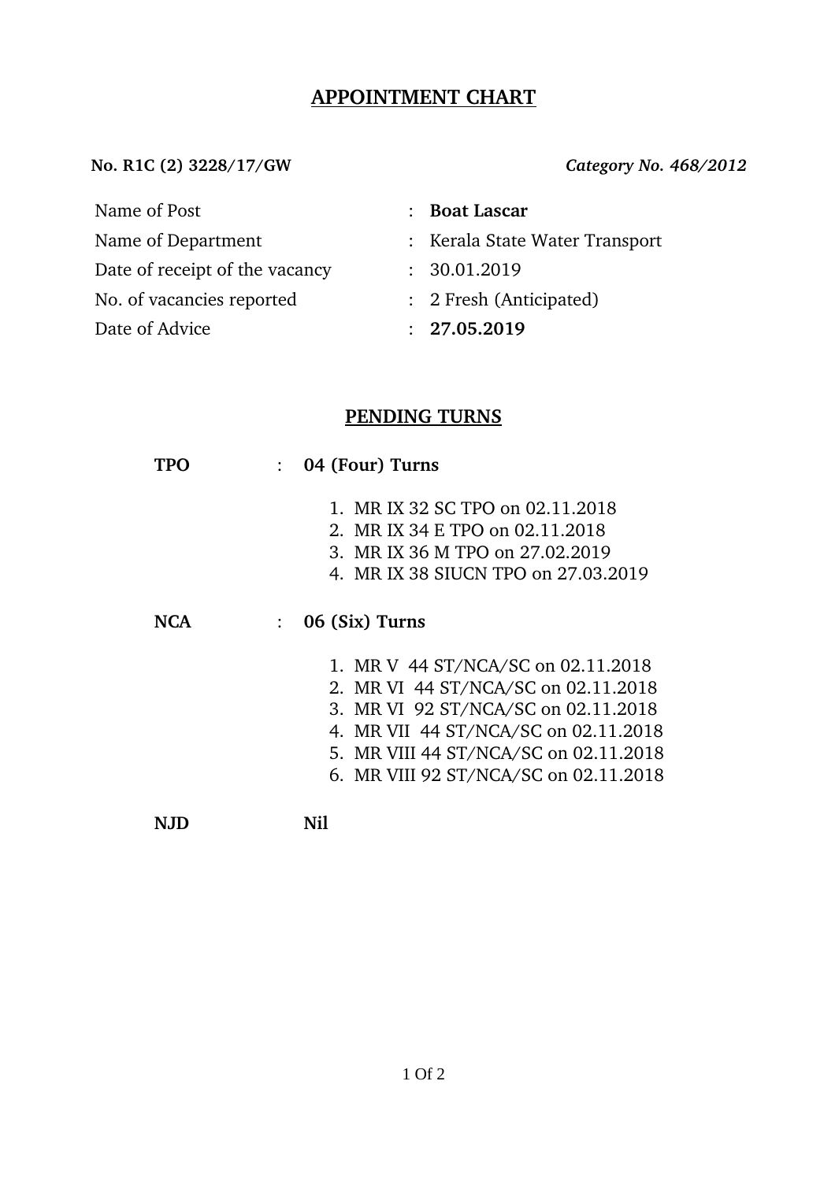# APPOINTMENT CHART

**No. R1C (2) 3228/17/GW** *Category No. 468/2012*

| | | |
|---|---|---|
| Name of Post | : | **Boat Lascar** |
| Name of Department | : | Kerala State Water Transport |
| Date of receipt of the vacancy | : | 30.01.2019 |
| No. of vacancies reported | : | 2 Fresh (Anticipated) |
| Date of Advice | : | **27.05.2019** |

## PENDING TURNS

**TPO** : **04 (Four) Turns**

1. MR IX 32 SC TPO on 02.11.2018
2. MR IX 34 E TPO on 02.11.2018
3. MR IX 36 M TPO on 27.02.2019
4. MR IX 38 SIUCN TPO on 27.03.2019

**NCA** : **06 (Six) Turns**

1. MR V 44 ST/NCA/SC on 02.11.2018
2. MR VI 44 ST/NCA/SC on 02.11.2018
3. MR VI 92 ST/NCA/SC on 02.11.2018
4. MR VII 44 ST/NCA/SC on 02.11.2018
5. MR VIII 44 ST/NCA/SC on 02.11.2018
6. MR VIII 92 ST/NCA/SC on 02.11.2018

**NJD** **Nil**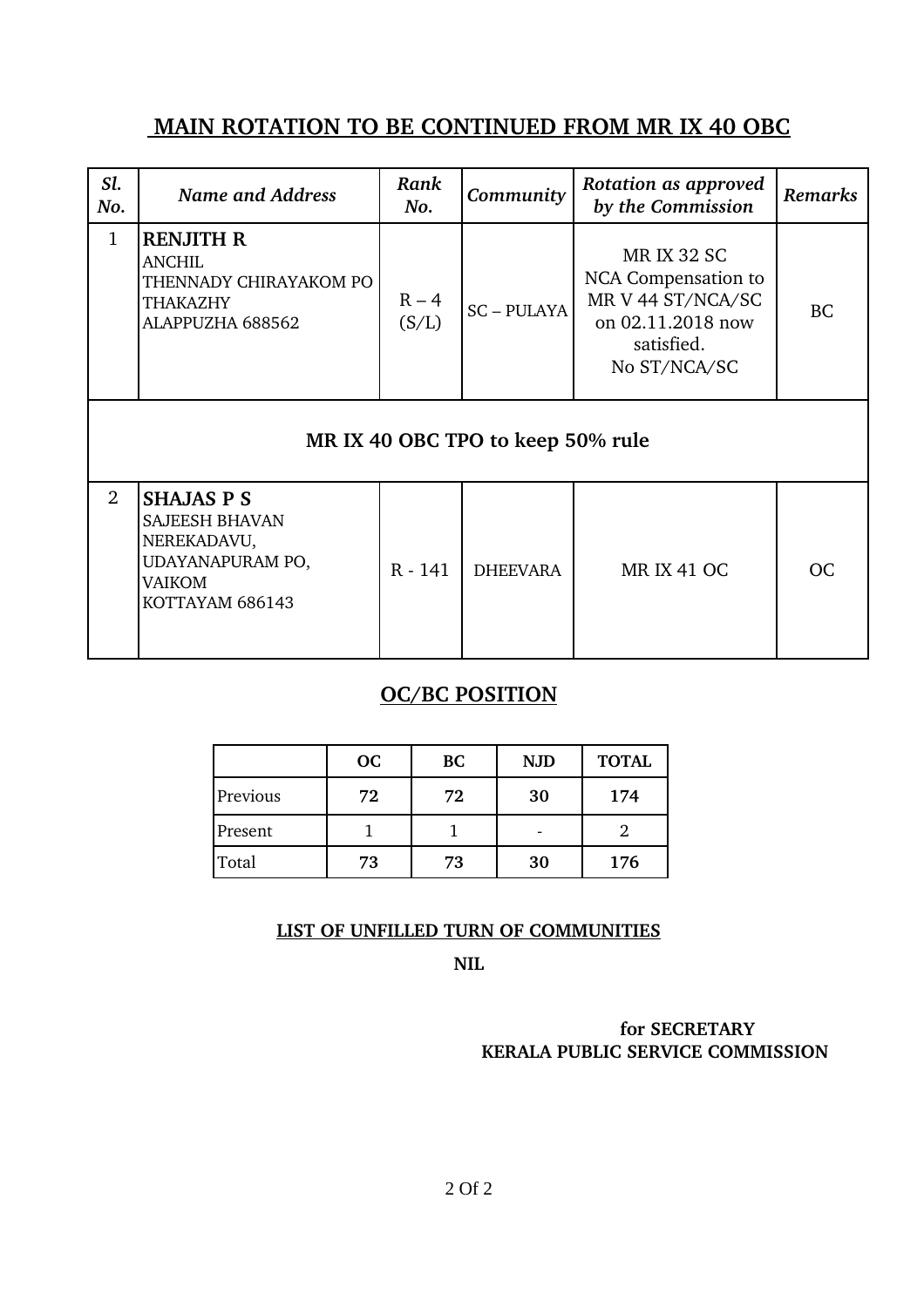## MAIN ROTATION TO BE CONTINUED FROM MR IX 40 OBC

| *Sl. No.* | *Name and Address* | *Rank No.* | *Community* | *Rotation as approved by the Commission* | *Remarks* |
|---|---|---|---|---|---|
| 1 | **RENJITH R**<br>ANCHIL<br>THENNADY CHIRAYAKOM PO<br>THAKAZHY<br>ALAPPUZHA 688562 | R – 4 (S/L) | SC – PULAYA | MR IX 32 SC<br>NCA Compensation to MR V 44 ST/NCA/SC on 02.11.2018 now satisfied.<br>No ST/NCA/SC | BC |
| **MR IX 40 OBC TPO to keep 50% rule** | | | | | |
| 2 | **SHAJAS P S**<br>SAJEESH BHAVAN<br>NEREKADAVU,<br>UDAYANAPURAM PO,<br>VAIKOM<br>KOTTAYAM 686143 | R - 141 | DHEEVARA | MR IX 41 OC | OC |

## OC/BC POSITION

| | OC | BC | NJD | TOTAL |
|---|---|---|---|---|
| Previous | **72** | **72** | **30** | **174** |
| Present | 1 | 1 | - | 2 |
| Total | **73** | **73** | **30** | **176** |

**LIST OF UNFILLED TURN OF COMMUNITIES**

**NIL**

**for SECRETARY**
**KERALA PUBLIC SERVICE COMMISSION**